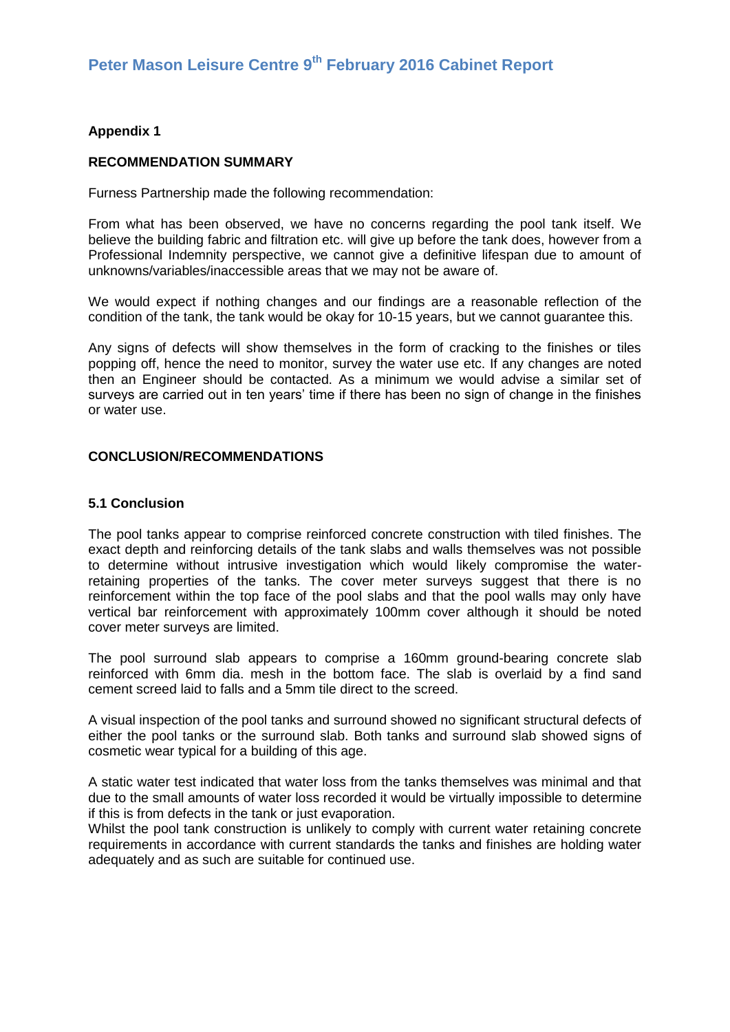# Peter Mason Leisure Centre 9th February 2016 Cabinet Report

**Appendix 1**

**RECOMMENDATION SUMMARY**

Furness Partnership made the following recommendation:

From what has been observed, we have no concerns regarding the pool tank itself. We believe the building fabric and filtration etc. will give up before the tank does, however from a Professional Indemnity perspective, we cannot give a definitive lifespan due to amount of unknowns/variables/inaccessible areas that we may not be aware of.

We would expect if nothing changes and our findings are a reasonable reflection of the condition of the tank, the tank would be okay for 10-15 years, but we cannot guarantee this.

Any signs of defects will show themselves in the form of cracking to the finishes or tiles popping off, hence the need to monitor, survey the water use etc. If any changes are noted then an Engineer should be contacted. As a minimum we would advise a similar set of surveys are carried out in ten years' time if there has been no sign of change in the finishes or water use.

**CONCLUSION/RECOMMENDATIONS**

**5.1 Conclusion**

The pool tanks appear to comprise reinforced concrete construction with tiled finishes. The exact depth and reinforcing details of the tank slabs and walls themselves was not possible to determine without intrusive investigation which would likely compromise the water-retaining properties of the tanks. The cover meter surveys suggest that there is no reinforcement within the top face of the pool slabs and that the pool walls may only have vertical bar reinforcement with approximately 100mm cover although it should be noted cover meter surveys are limited.

The pool surround slab appears to comprise a 160mm ground-bearing concrete slab reinforced with 6mm dia. mesh in the bottom face. The slab is overlaid by a find sand cement screed laid to falls and a 5mm tile direct to the screed.

A visual inspection of the pool tanks and surround showed no significant structural defects of either the pool tanks or the surround slab. Both tanks and surround slab showed signs of cosmetic wear typical for a building of this age.

A static water test indicated that water loss from the tanks themselves was minimal and that due to the small amounts of water loss recorded it would be virtually impossible to determine if this is from defects in the tank or just evaporation.
Whilst the pool tank construction is unlikely to comply with current water retaining concrete requirements in accordance with current standards the tanks and finishes are holding water adequately and as such are suitable for continued use.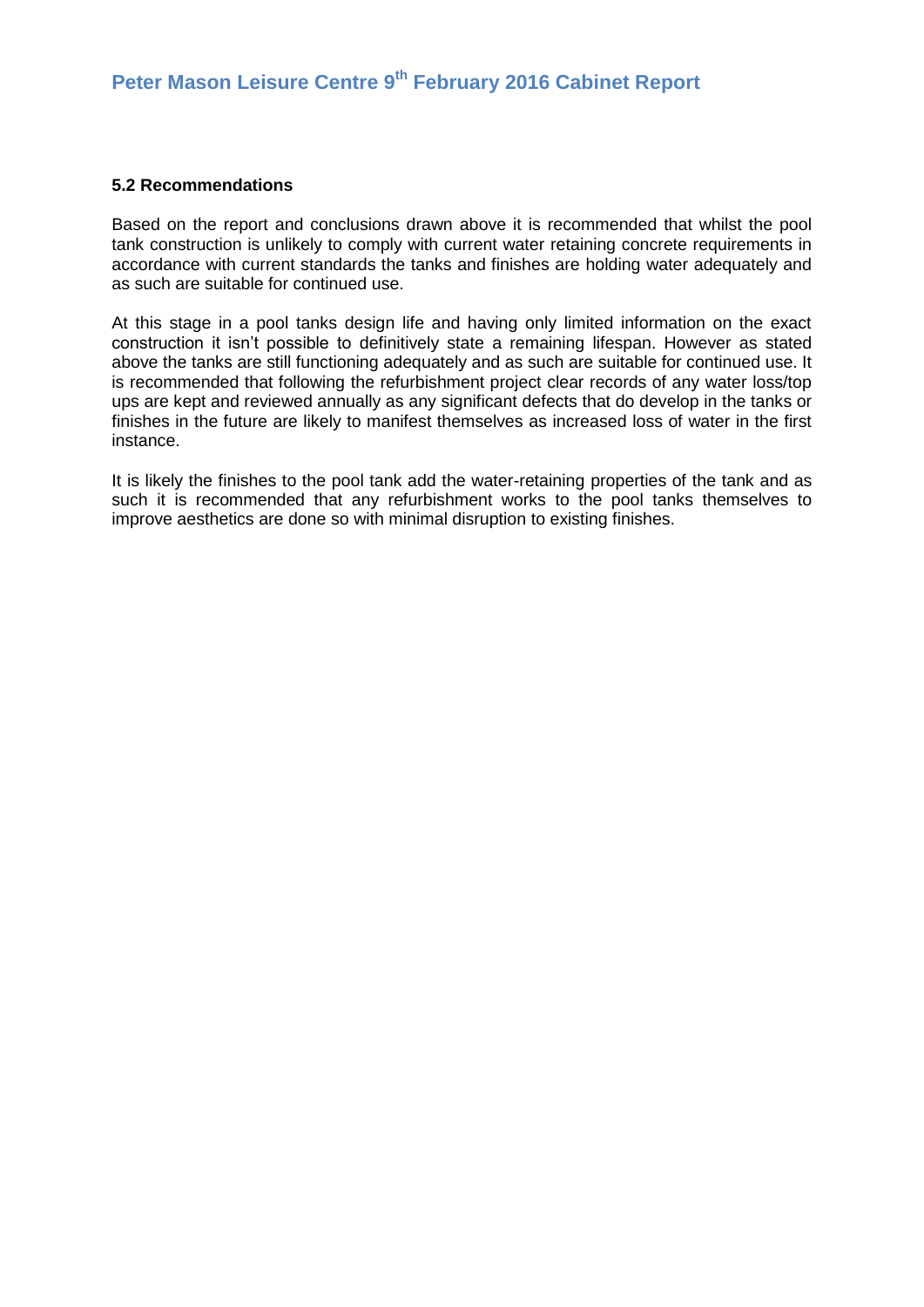### 5.2 Recommendations

Based on the report and conclusions drawn above it is recommended that whilst the pool tank construction is unlikely to comply with current water retaining concrete requirements in accordance with current standards the tanks and finishes are holding water adequately and as such are suitable for continued use.

At this stage in a pool tanks design life and having only limited information on the exact construction it isn't possible to definitively state a remaining lifespan. However as stated above the tanks are still functioning adequately and as such are suitable for continued use. It is recommended that following the refurbishment project clear records of any water loss/top ups are kept and reviewed annually as any significant defects that do develop in the tanks or finishes in the future are likely to manifest themselves as increased loss of water in the first instance.

It is likely the finishes to the pool tank add the water-retaining properties of the tank and as such it is recommended that any refurbishment works to the pool tanks themselves to improve aesthetics are done so with minimal disruption to existing finishes.